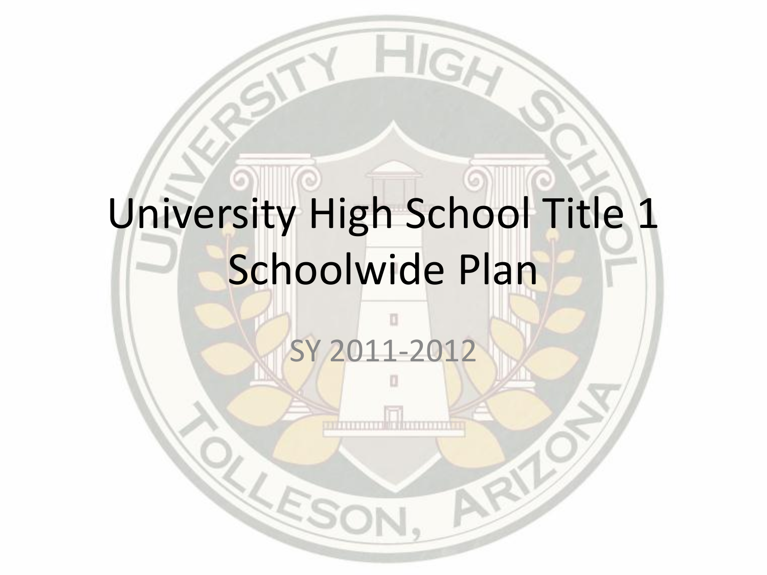# University High School Title 1 Schoolwide Plan

SY 2011-2012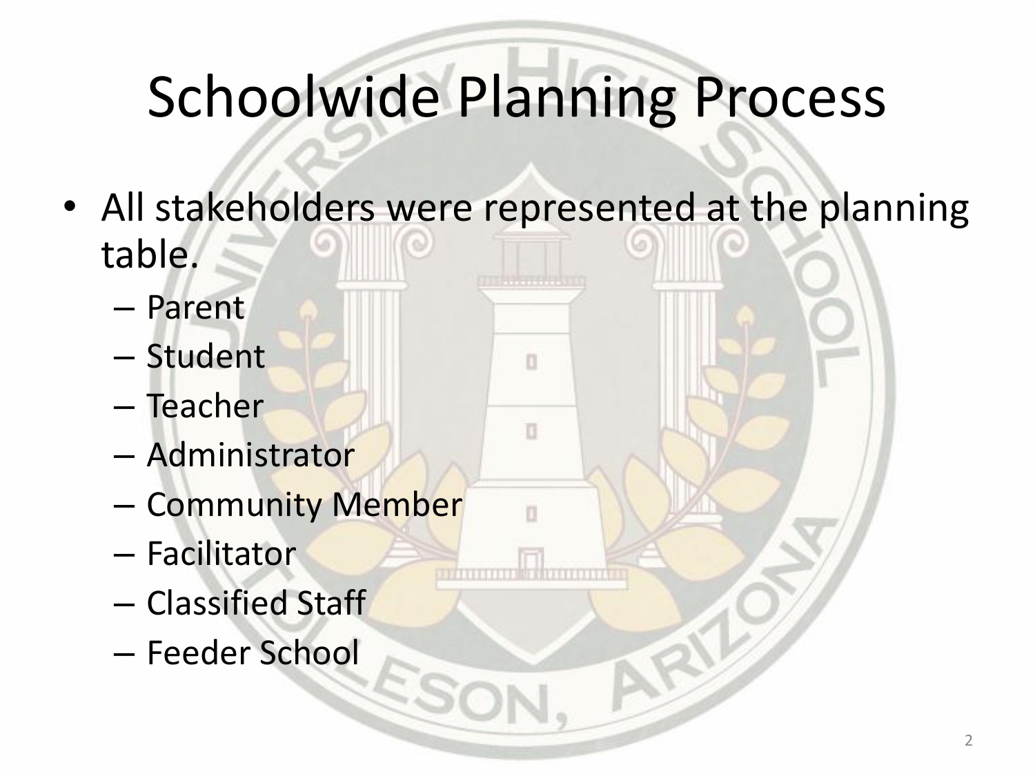# Schoolwide Planning Process

- All stakeholders were represented at the planning table.
  - Parent
  - Student
  - Teacher
  - Administrator
  - Community Member
  - Facilitator
  - Classified Staff
  - Feeder School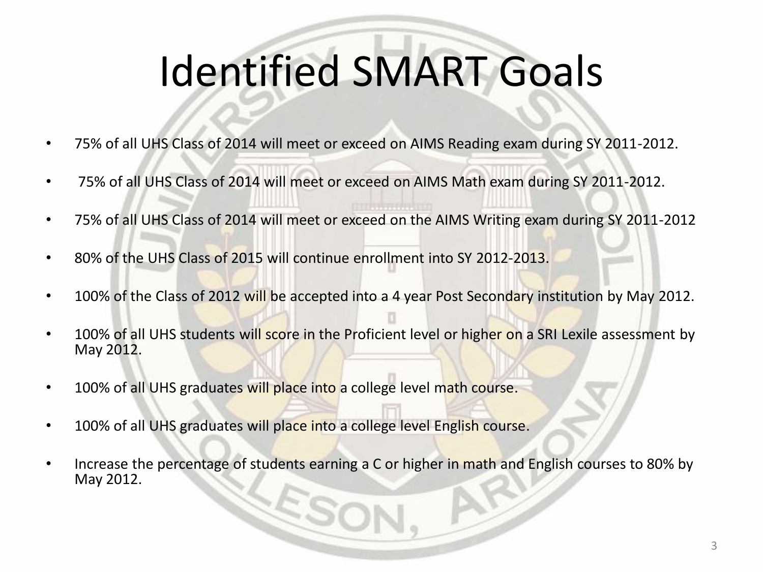# Identified SMART Goals

- 75% of all UHS Class of 2014 will meet or exceed on AIMS Reading exam during SY 2011-2012.
- 75% of all UHS Class of 2014 will meet or exceed on AIMS Math exam during SY 2011-2012.
- 75% of all UHS Class of 2014 will meet or exceed on the AIMS Writing exam during SY 2011-2012
- 80% of the UHS Class of 2015 will continue enrollment into SY 2012-2013.
- 100% of the Class of 2012 will be accepted into a 4 year Post Secondary institution by May 2012.
- 100% of all UHS students will score in the Proficient level or higher on a SRI Lexile assessment by May 2012.
- 100% of all UHS graduates will place into a college level math course.
- 100% of all UHS graduates will place into a college level English course.
- Increase the percentage of students earning a C or higher in math and English courses to 80% by May 2012.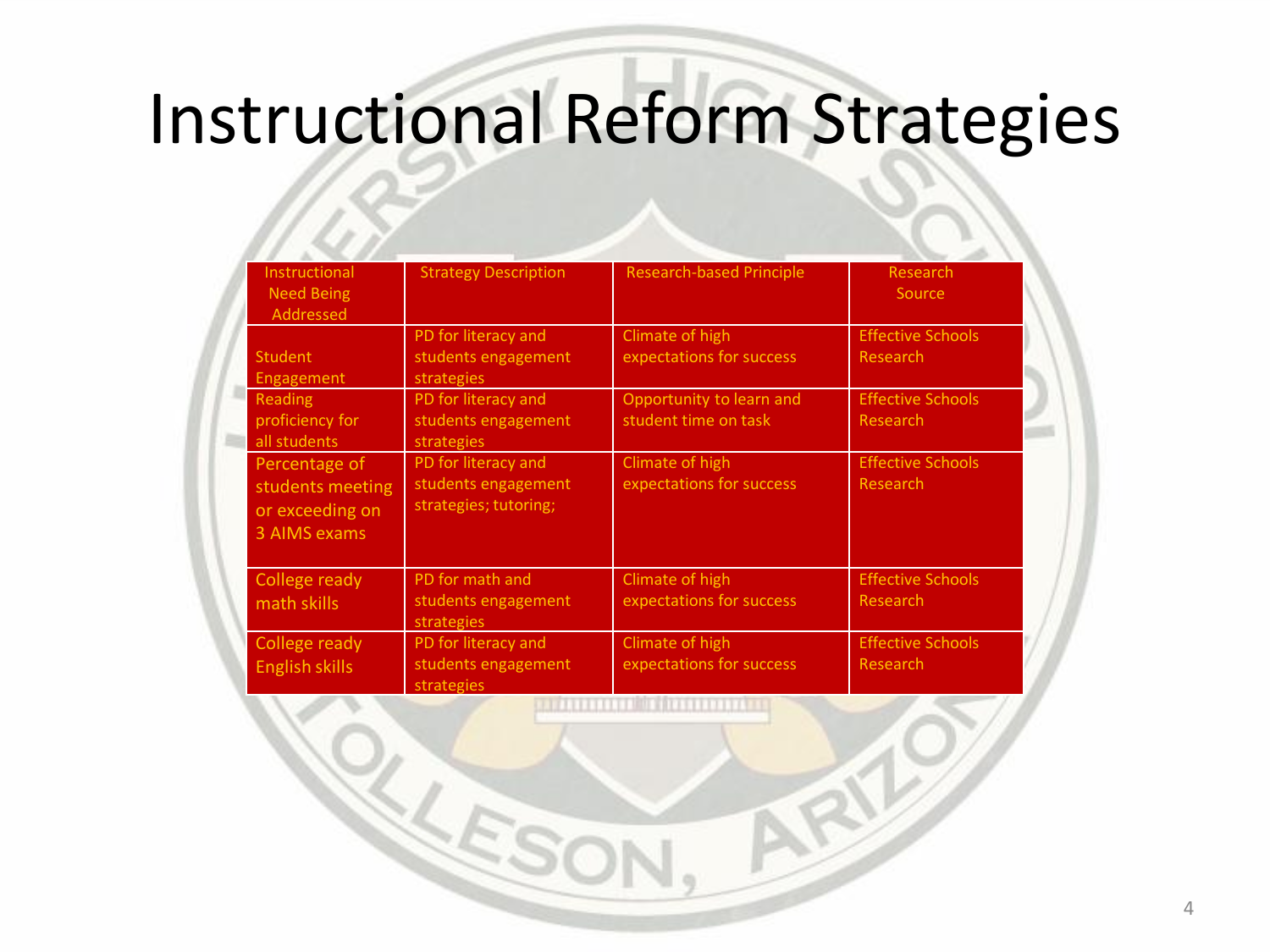# Instructional Reform Strategies

| Instructional Need Being Addressed | Strategy Description | Research-based Principle | Research Source |
|---|---|---|---|
| Student Engagement | PD for literacy and students engagement strategies | Climate of high expectations for success | Effective Schools Research |
| Reading proficiency for all students | PD for literacy and students engagement strategies | Opportunity to learn and student time on task | Effective Schools Research |
| Percentage of students meeting or exceeding on 3 AIMS exams | PD for literacy and students engagement strategies; tutoring; | Climate of high expectations for success | Effective Schools Research |
| College ready math skills | PD for math and students engagement strategies | Climate of high expectations for success | Effective Schools Research |
| College ready English skills | PD for literacy and students engagement strategies | Climate of high expectations for success | Effective Schools Research |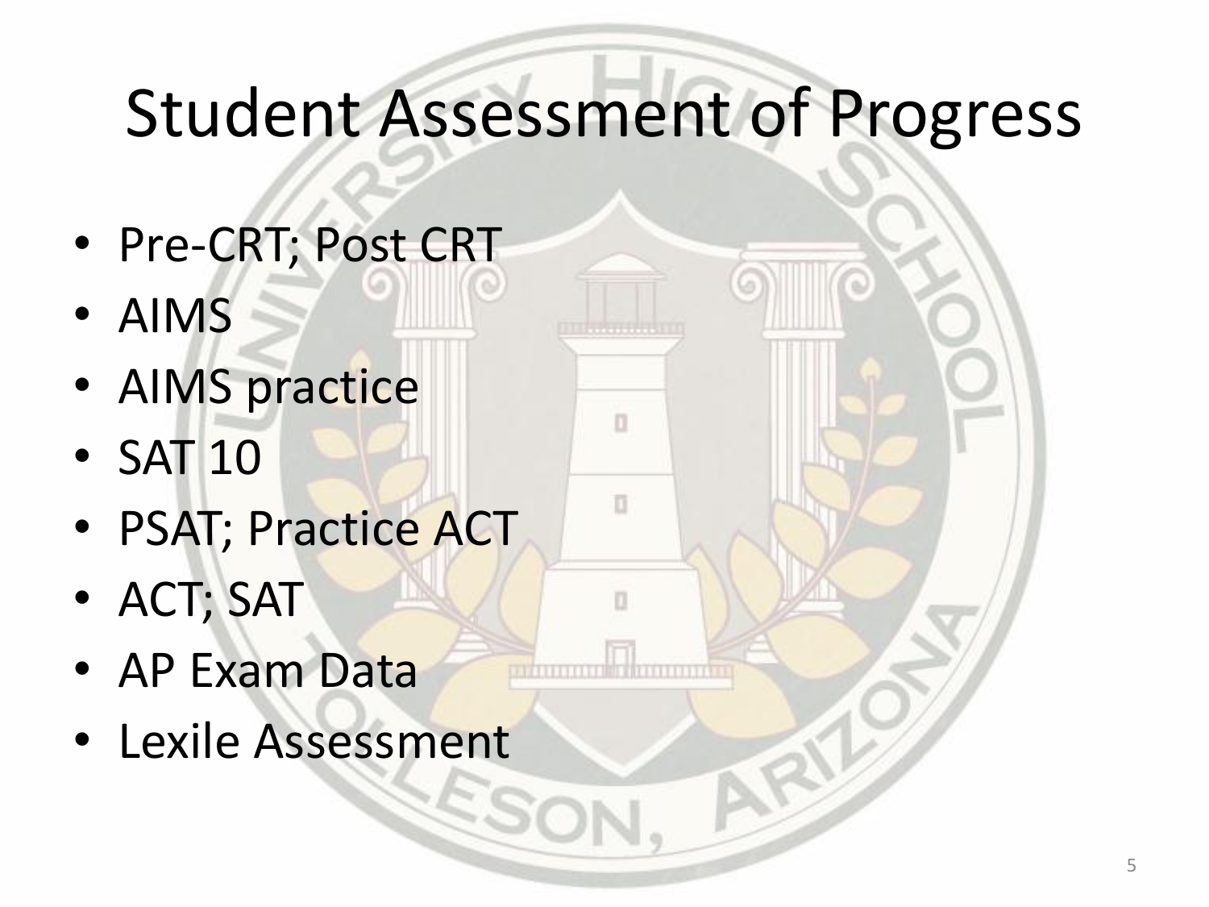# Student Assessment of Progress

- Pre-CRT; Post CRT
- AIMS
- AIMS practice
- SAT 10
- PSAT; Practice ACT
- ACT; SAT
- AP Exam Data
- Lexile Assessment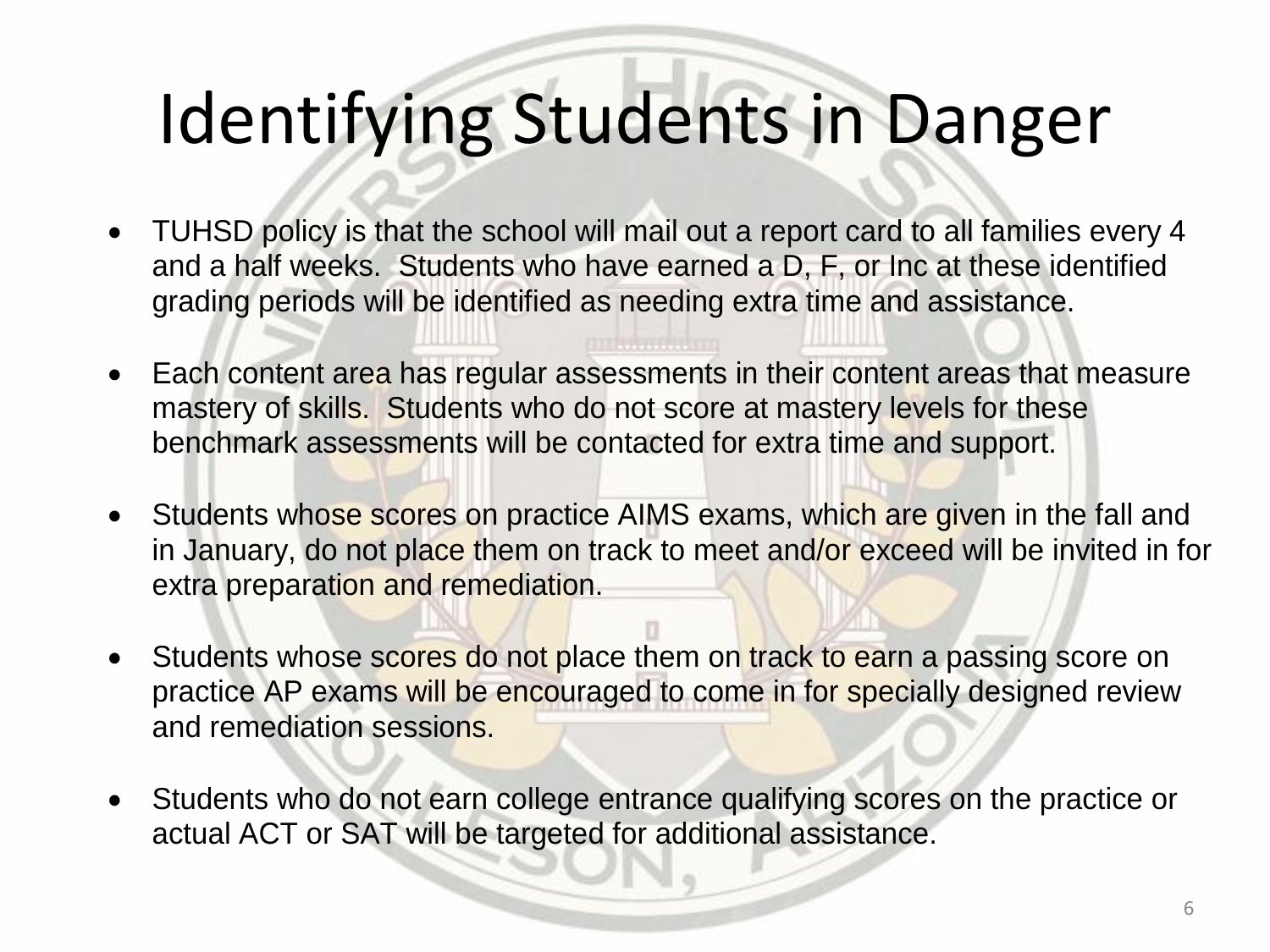# Identifying Students in Danger

- TUHSD policy is that the school will mail out a report card to all families every 4 and a half weeks.  Students who have earned a D, F, or Inc at these identified grading periods will be identified as needing extra time and assistance.

- Each content area has regular assessments in their content areas that measure mastery of skills.  Students who do not score at mastery levels for these benchmark assessments will be contacted for extra time and support.

- Students whose scores on practice AIMS exams, which are given in the fall and in January, do not place them on track to meet and/or exceed will be invited in for extra preparation and remediation.

- Students whose scores do not place them on track to earn a passing score on practice AP exams will be encouraged to come in for specially designed review and remediation sessions.

- Students who do not earn college entrance qualifying scores on the practice or actual ACT or SAT will be targeted for additional assistance.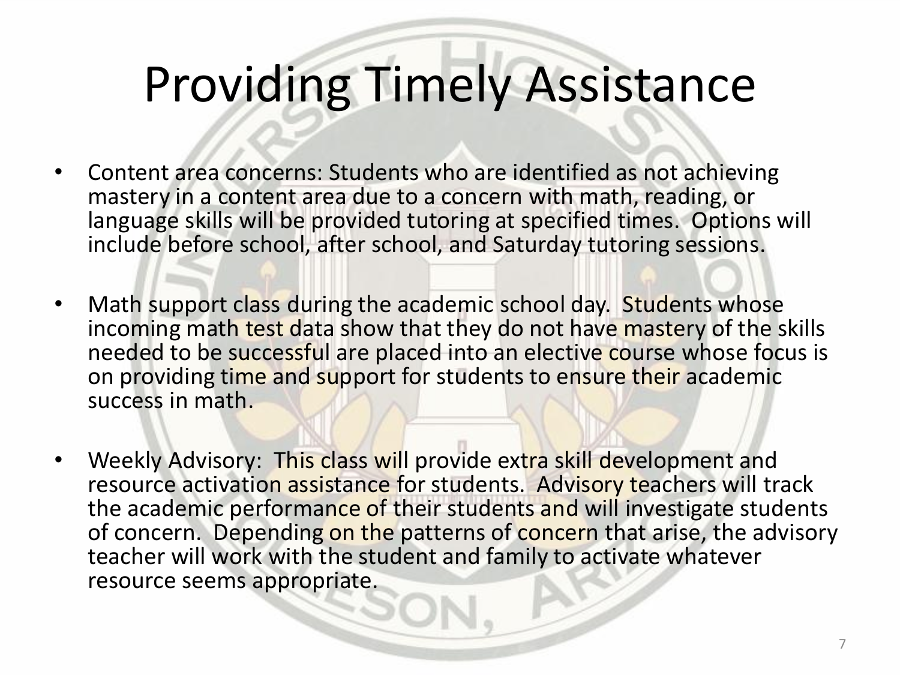# Providing Timely Assistance

- Content area concerns: Students who are identified as not achieving mastery in a content area due to a concern with math, reading, or language skills will be provided tutoring at specified times. Options will include before school, after school, and Saturday tutoring sessions.

- Math support class during the academic school day. Students whose incoming math test data show that they do not have mastery of the skills needed to be successful are placed into an elective course whose focus is on providing time and support for students to ensure their academic success in math.

- Weekly Advisory: This class will provide extra skill development and resource activation assistance for students. Advisory teachers will track the academic performance of their students and will investigate students of concern. Depending on the patterns of concern that arise, the advisory teacher will work with the student and family to activate whatever resource seems appropriate.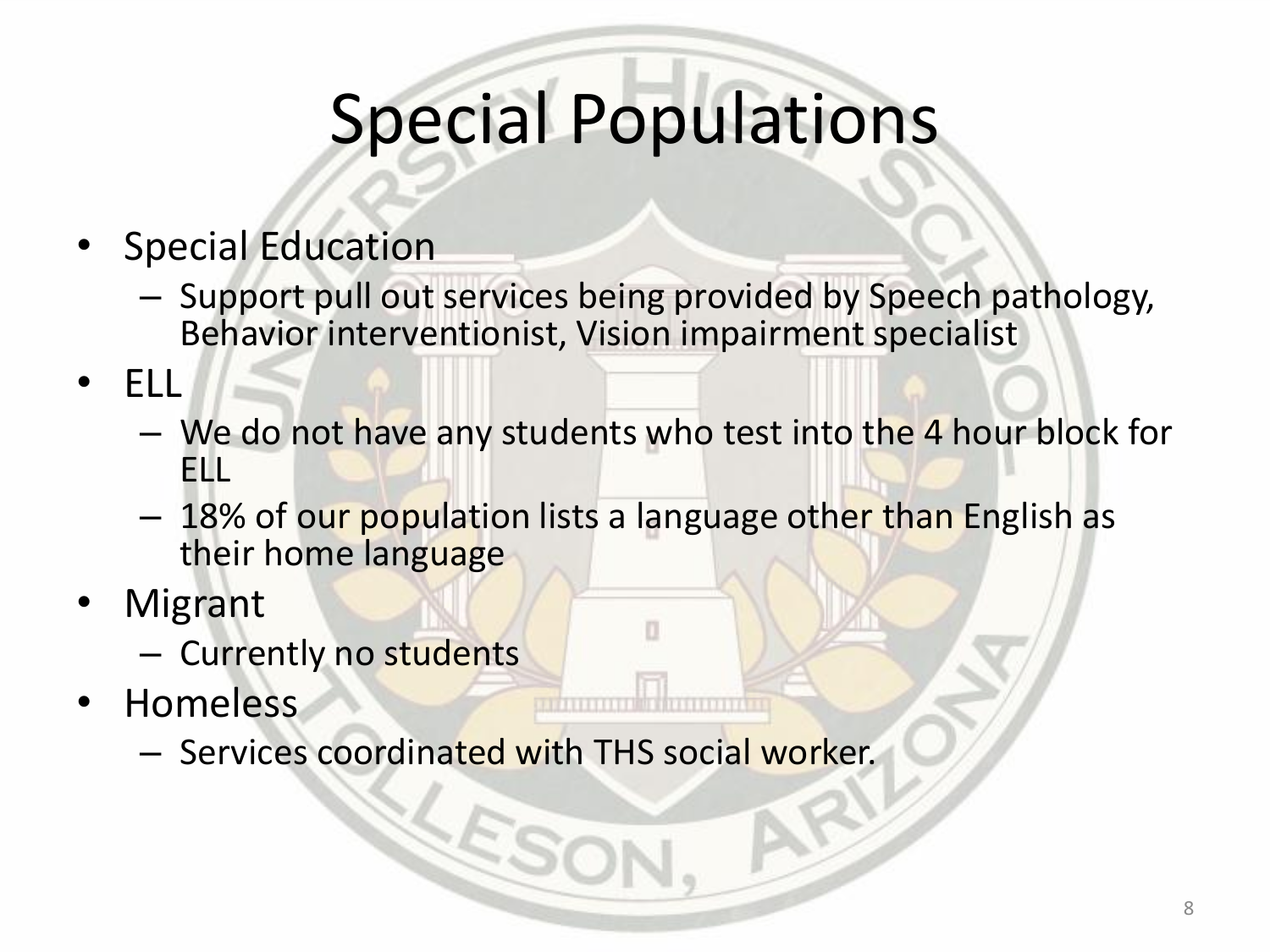# Special Populations

- Special Education
  - Support pull out services being provided by Speech pathology, Behavior interventionist, Vision impairment specialist
- ELL
  - We do not have any students who test into the 4 hour block for ELL
  - 18% of our population lists a language other than English as their home language
- Migrant
  - Currently no students
- Homeless
  - Services coordinated with THS social worker.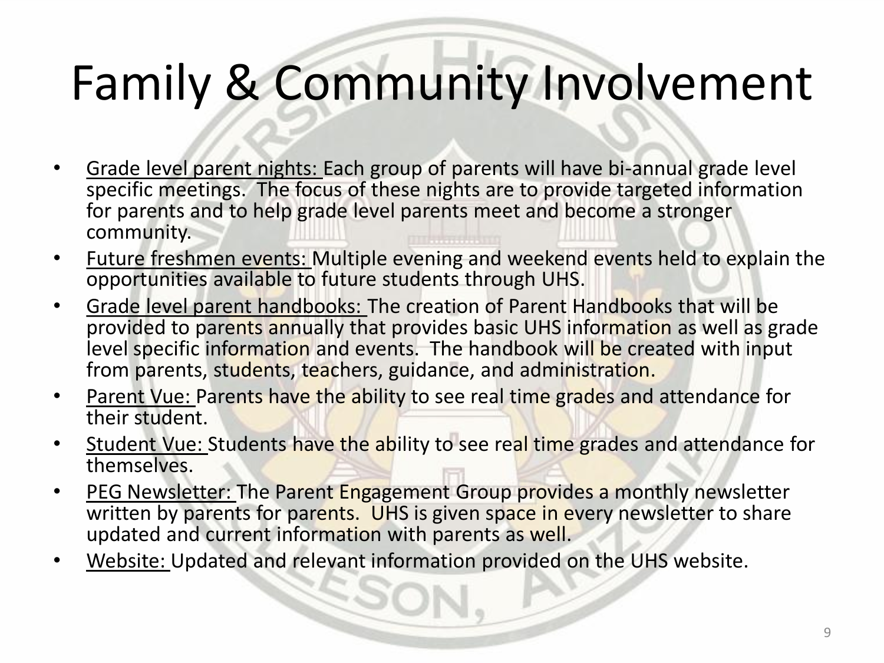# Family & Community Involvement

- Grade level parent nights: Each group of parents will have bi-annual grade level specific meetings. The focus of these nights are to provide targeted information for parents and to help grade level parents meet and become a stronger community.
- Future freshmen events: Multiple evening and weekend events held to explain the opportunities available to future students through UHS.
- Grade level parent handbooks: The creation of Parent Handbooks that will be provided to parents annually that provides basic UHS information as well as grade level specific information and events. The handbook will be created with input from parents, students, teachers, guidance, and administration.
- Parent Vue: Parents have the ability to see real time grades and attendance for their student.
- Student Vue: Students have the ability to see real time grades and attendance for themselves.
- PEG Newsletter: The Parent Engagement Group provides a monthly newsletter written by parents for parents. UHS is given space in every newsletter to share updated and current information with parents as well.
- Website: Updated and relevant information provided on the UHS website.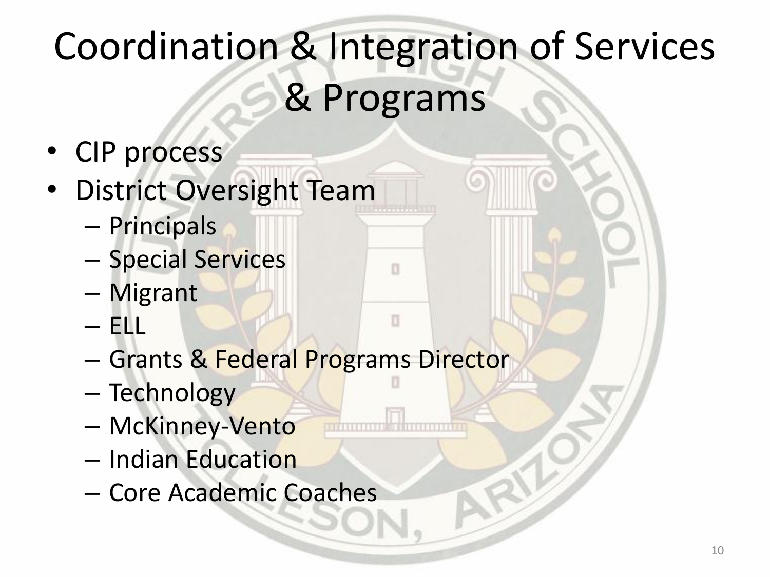# Coordination & Integration of Services & Programs

- CIP process
- District Oversight Team
  - Principals
  - Special Services
  - Migrant
  - ELL
  - Grants & Federal Programs Director
  - Technology
  - McKinney-Vento
  - Indian Education
  - Core Academic Coaches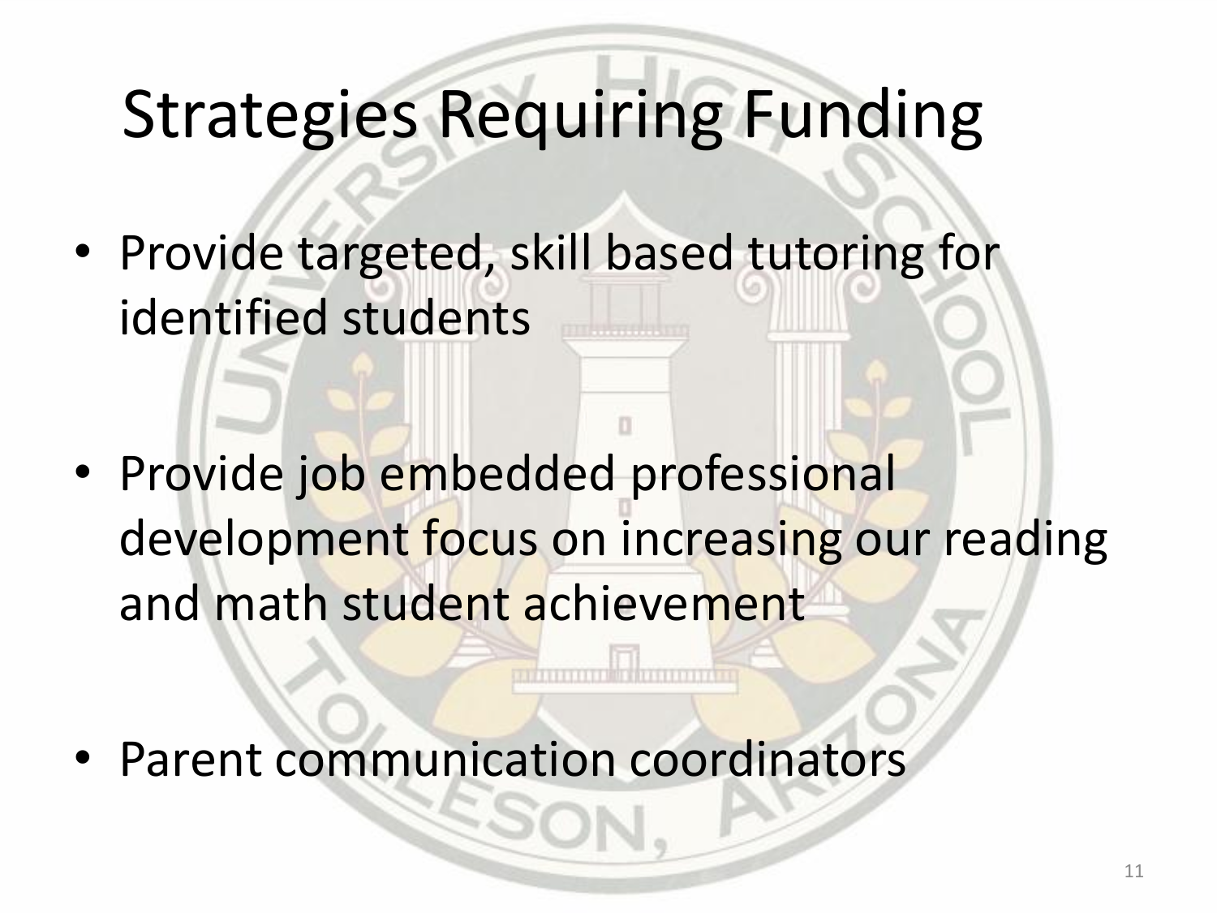# Strategies Requiring Funding

- Provide targeted, skill based tutoring for identified students
- Provide job embedded professional development focus on increasing our reading and math student achievement
- Parent communication coordinators